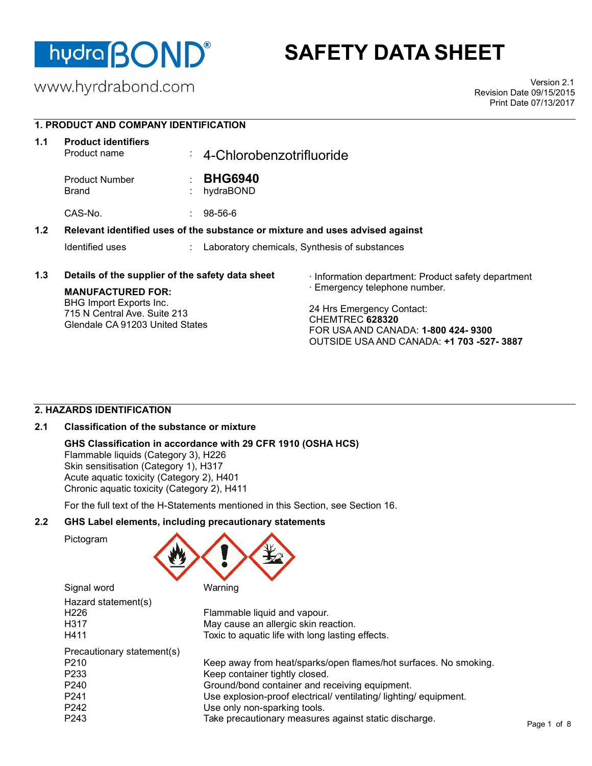hydraBOND®

www.hyrdrabond.com

# SAFETY DATA SHEET

Version 2.1
Revision Date 09/15/2015
Print Date 07/13/2017

## 1. PRODUCT AND COMPANY IDENTIFICATION

### 1.1 Product identifiers

| | | |
|---|---|---|
| Product name | : | 4-Chlorobenzotrifluoride |
| Product Number | : | **BHG6940** |
| Brand | : | hydraBOND |
| CAS-No. | : | 98-56-6 |

### 1.2 Relevant identified uses of the substance or mixture and uses advised against

Identified uses : Laboratory chemicals, Synthesis of substances

### 1.3 Details of the supplier of the safety data sheet

**MANUFACTURED FOR:**
BHG Import Exports Inc.
715 N Central Ave. Suite 213
Glendale CA 91203 United States

· Information department: Product safety department
· Emergency telephone number.

24 Hrs Emergency Contact:
CHEMTREC **628320**
FOR USA AND CANADA: **1-800 424- 9300**
OUTSIDE USA AND CANADA: **+1 703 -527- 3887**

## 2. HAZARDS IDENTIFICATION

### 2.1 Classification of the substance or mixture

**GHS Classification in accordance with 29 CFR 1910 (OSHA HCS)**
Flammable liquids (Category 3), H226
Skin sensitisation (Category 1), H317
Acute aquatic toxicity (Category 2), H401
Chronic aquatic toxicity (Category 2), H411

For the full text of the H-Statements mentioned in this Section, see Section 16.

### 2.2 GHS Label elements, including precautionary statements

Pictogram

Signal word: Warning

Hazard statement(s)

| | |
|---|---|
| H226 | Flammable liquid and vapour. |
| H317 | May cause an allergic skin reaction. |
| H411 | Toxic to aquatic life with long lasting effects. |

Precautionary statement(s)

| | |
|---|---|
| P210 | Keep away from heat/sparks/open flames/hot surfaces. No smoking. |
| P233 | Keep container tightly closed. |
| P240 | Ground/bond container and receiving equipment. |
| P241 | Use explosion-proof electrical/ ventilating/ lighting/ equipment. |
| P242 | Use only non-sparking tools. |
| P243 | Take precautionary measures against static discharge. |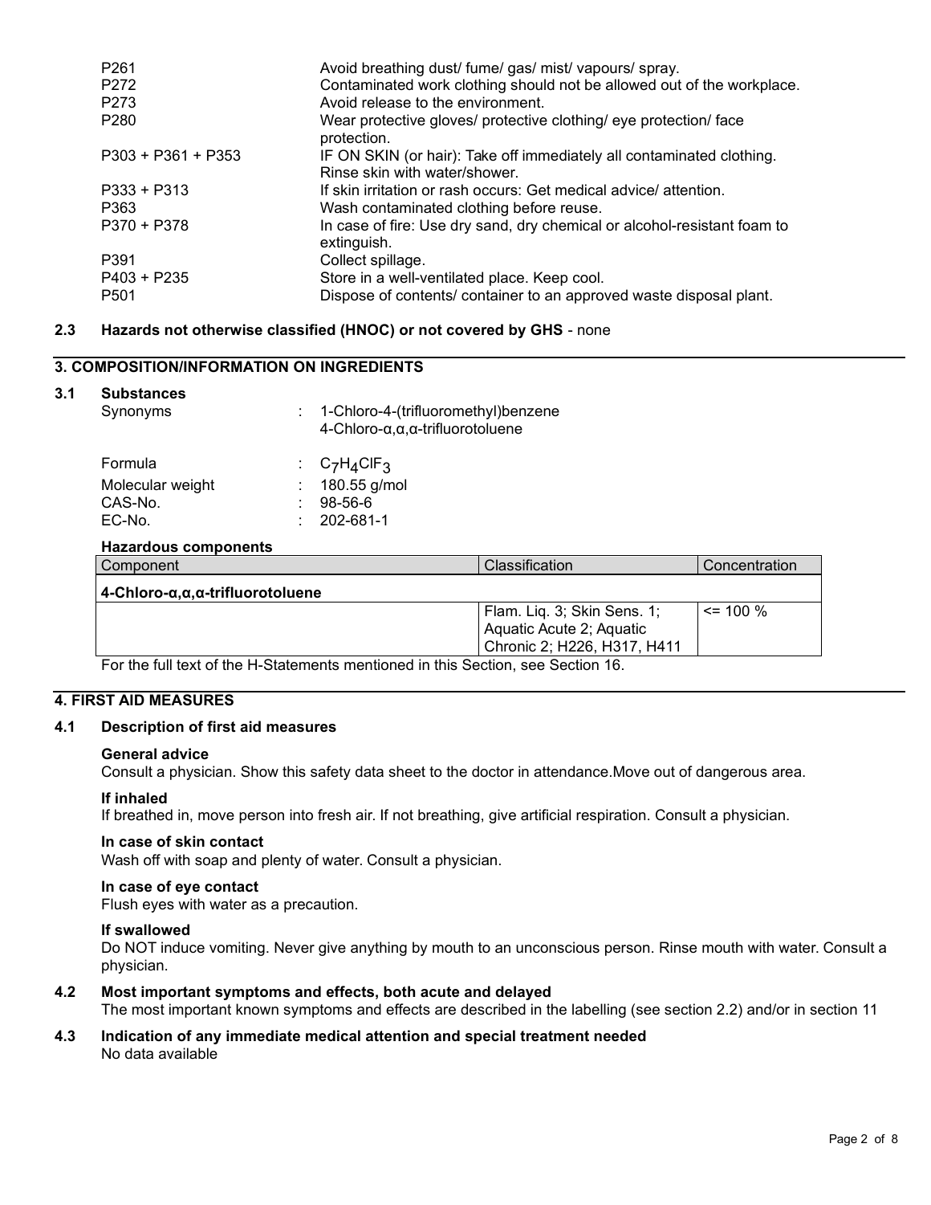| | |
|---|---|
| P261 | Avoid breathing dust/ fume/ gas/ mist/ vapours/ spray. |
| P272 | Contaminated work clothing should not be allowed out of the workplace. |
| P273 | Avoid release to the environment. |
| P280 | Wear protective gloves/ protective clothing/ eye protection/ face protection. |
| P303 + P361 + P353 | IF ON SKIN (or hair): Take off immediately all contaminated clothing. Rinse skin with water/shower. |
| P333 + P313 | If skin irritation or rash occurs: Get medical advice/ attention. |
| P363 | Wash contaminated clothing before reuse. |
| P370 + P378 | In case of fire: Use dry sand, dry chemical or alcohol-resistant foam to extinguish. |
| P391 | Collect spillage. |
| P403 + P235 | Store in a well-ventilated place. Keep cool. |
| P501 | Dispose of contents/ container to an approved waste disposal plant. |

### 2.3 Hazards not otherwise classified (HNOC) or not covered by GHS - none

## 3. COMPOSITION/INFORMATION ON INGREDIENTS

### 3.1 Substances

Synonyms : 1-Chloro-4-(trifluoromethyl)benzene
4-Chloro-α,α,α-trifluorotoluene

Formula : $C_7H_4ClF_3$
Molecular weight : 180.55 g/mol
CAS-No. : 98-56-6
EC-No. : 202-681-1

**Hazardous components**

| Component | Classification | Concentration |
|---|---|---|
| **4-Chloro-α,α,α-trifluorotoluene** | | |
| | Flam. Liq. 3; Skin Sens. 1; Aquatic Acute 2; Aquatic Chronic 2; H226, H317, H411 | <= 100 % |

For the full text of the H-Statements mentioned in this Section, see Section 16.

## 4. FIRST AID MEASURES

### 4.1 Description of first aid measures

**General advice**
Consult a physician. Show this safety data sheet to the doctor in attendance.Move out of dangerous area.

**If inhaled**
If breathed in, move person into fresh air. If not breathing, give artificial respiration. Consult a physician.

**In case of skin contact**
Wash off with soap and plenty of water. Consult a physician.

**In case of eye contact**
Flush eyes with water as a precaution.

**If swallowed**
Do NOT induce vomiting. Never give anything by mouth to an unconscious person. Rinse mouth with water. Consult a physician.

### 4.2 Most important symptoms and effects, both acute and delayed

The most important known symptoms and effects are described in the labelling (see section 2.2) and/or in section 11

### 4.3 Indication of any immediate medical attention and special treatment needed

No data available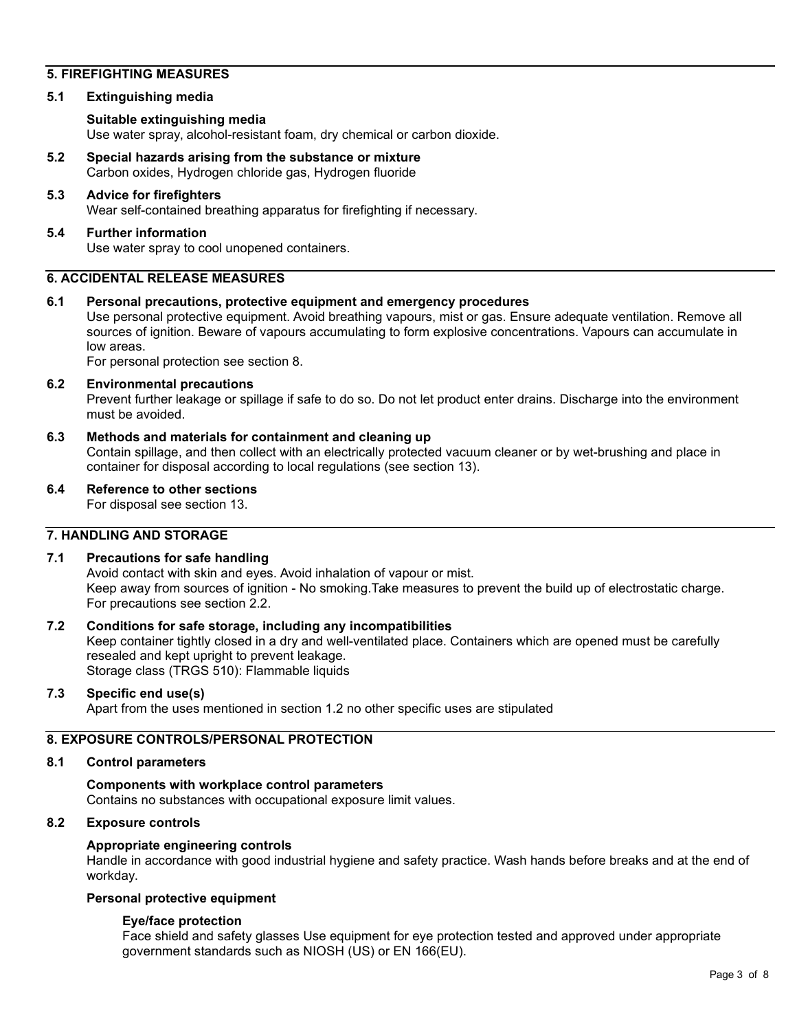## 5. FIREFIGHTING MEASURES

### 5.1 Extinguishing media

**Suitable extinguishing media**

Use water spray, alcohol-resistant foam, dry chemical or carbon dioxide.

### 5.2 Special hazards arising from the substance or mixture

Carbon oxides, Hydrogen chloride gas, Hydrogen fluoride

### 5.3 Advice for firefighters

Wear self-contained breathing apparatus for firefighting if necessary.

### 5.4 Further information

Use water spray to cool unopened containers.

## 6. ACCIDENTAL RELEASE MEASURES

### 6.1 Personal precautions, protective equipment and emergency procedures

Use personal protective equipment. Avoid breathing vapours, mist or gas. Ensure adequate ventilation. Remove all sources of ignition. Beware of vapours accumulating to form explosive concentrations. Vapours can accumulate in low areas.

For personal protection see section 8.

### 6.2 Environmental precautions

Prevent further leakage or spillage if safe to do so. Do not let product enter drains. Discharge into the environment must be avoided.

### 6.3 Methods and materials for containment and cleaning up

Contain spillage, and then collect with an electrically protected vacuum cleaner or by wet-brushing and place in container for disposal according to local regulations (see section 13).

### 6.4 Reference to other sections

For disposal see section 13.

## 7. HANDLING AND STORAGE

### 7.1 Precautions for safe handling

Avoid contact with skin and eyes. Avoid inhalation of vapour or mist.

Keep away from sources of ignition - No smoking.Take measures to prevent the build up of electrostatic charge.

For precautions see section 2.2.

### 7.2 Conditions for safe storage, including any incompatibilities

Keep container tightly closed in a dry and well-ventilated place. Containers which are opened must be carefully resealed and kept upright to prevent leakage.

Storage class (TRGS 510): Flammable liquids

### 7.3 Specific end use(s)

Apart from the uses mentioned in section 1.2 no other specific uses are stipulated

## 8. EXPOSURE CONTROLS/PERSONAL PROTECTION

### 8.1 Control parameters

**Components with workplace control parameters**

Contains no substances with occupational exposure limit values.

### 8.2 Exposure controls

**Appropriate engineering controls**

Handle in accordance with good industrial hygiene and safety practice. Wash hands before breaks and at the end of workday.

**Personal protective equipment**

**Eye/face protection**

Face shield and safety glasses Use equipment for eye protection tested and approved under appropriate government standards such as NIOSH (US) or EN 166(EU).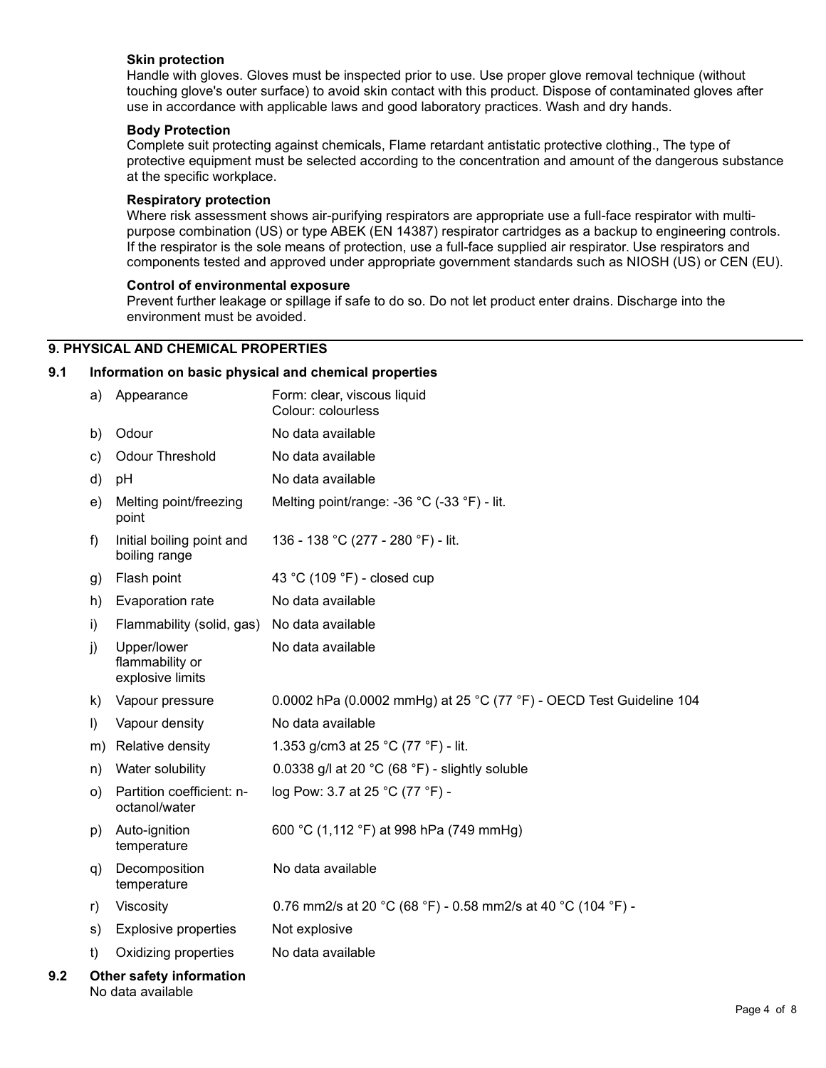#### Skin protection

Handle with gloves. Gloves must be inspected prior to use. Use proper glove removal technique (without touching glove's outer surface) to avoid skin contact with this product. Dispose of contaminated gloves after use in accordance with applicable laws and good laboratory practices. Wash and dry hands.

#### Body Protection

Complete suit protecting against chemicals, Flame retardant antistatic protective clothing., The type of protective equipment must be selected according to the concentration and amount of the dangerous substance at the specific workplace.

#### Respiratory protection

Where risk assessment shows air-purifying respirators are appropriate use a full-face respirator with multi-purpose combination (US) or type ABEK (EN 14387) respirator cartridges as a backup to engineering controls. If the respirator is the sole means of protection, use a full-face supplied air respirator. Use respirators and components tested and approved under appropriate government standards such as NIOSH (US) or CEN (EU).

#### Control of environmental exposure

Prevent further leakage or spillage if safe to do so. Do not let product enter drains. Discharge into the environment must be avoided.

## 9. PHYSICAL AND CHEMICAL PROPERTIES

### 9.1 Information on basic physical and chemical properties

| | Property | Value |
|---|---|---|
| a) | Appearance | Form: clear, viscous liquid<br>Colour: colourless |
| b) | Odour | No data available |
| c) | Odour Threshold | No data available |
| d) | pH | No data available |
| e) | Melting point/freezing point | Melting point/range: -36 °C (-33 °F) - lit. |
| f) | Initial boiling point and boiling range | 136 - 138 °C (277 - 280 °F) - lit. |
| g) | Flash point | 43 °C (109 °F) - closed cup |
| h) | Evaporation rate | No data available |
| i) | Flammability (solid, gas) | No data available |
| j) | Upper/lower flammability or explosive limits | No data available |
| k) | Vapour pressure | 0.0002 hPa (0.0002 mmHg) at 25 °C (77 °F) - OECD Test Guideline 104 |
| l) | Vapour density | No data available |
| m) | Relative density | 1.353 g/cm3 at 25 °C (77 °F) - lit. |
| n) | Water solubility | 0.0338 g/l at 20 °C (68 °F) - slightly soluble |
| o) | Partition coefficient: n-octanol/water | log Pow: 3.7 at 25 °C (77 °F) - |
| p) | Auto-ignition temperature | 600 °C (1,112 °F) at 998 hPa (749 mmHg) |
| q) | Decomposition temperature | No data available |
| r) | Viscosity | 0.76 mm2/s at 20 °C (68 °F) - 0.58 mm2/s at 40 °C (104 °F) - |
| s) | Explosive properties | Not explosive |
| t) | Oxidizing properties | No data available |

### 9.2 Other safety information

No data available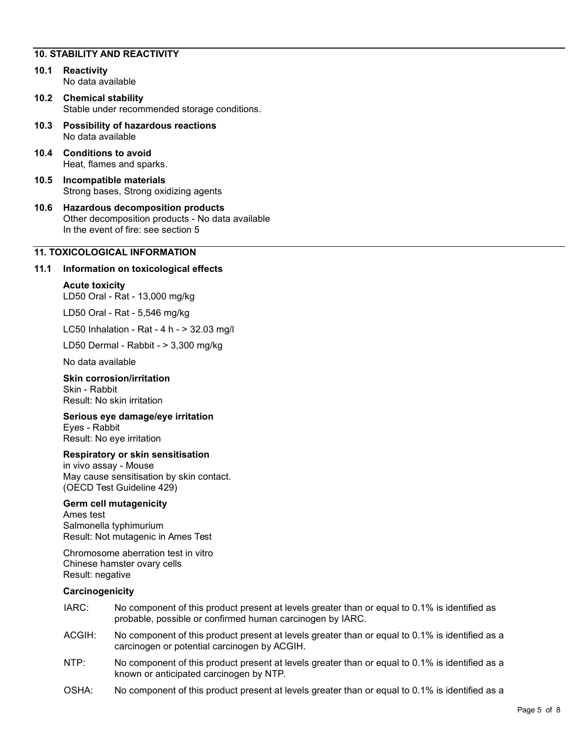## 10. STABILITY AND REACTIVITY

**10.1 Reactivity**
No data available

**10.2 Chemical stability**
Stable under recommended storage conditions.

**10.3 Possibility of hazardous reactions**
No data available

**10.4 Conditions to avoid**
Heat, flames and sparks.

**10.5 Incompatible materials**
Strong bases, Strong oxidizing agents

**10.6 Hazardous decomposition products**
Other decomposition products - No data available
In the event of fire: see section 5

## 11. TOXICOLOGICAL INFORMATION

**11.1 Information on toxicological effects**

**Acute toxicity**
LD50 Oral - Rat - 13,000 mg/kg

LD50 Oral - Rat - 5,546 mg/kg

LC50 Inhalation - Rat - 4 h - > 32.03 mg/l

LD50 Dermal - Rabbit - > 3,300 mg/kg

No data available

**Skin corrosion/irritation**
Skin - Rabbit
Result: No skin irritation

**Serious eye damage/eye irritation**
Eyes - Rabbit
Result: No eye irritation

**Respiratory or skin sensitisation**
in vivo assay - Mouse
May cause sensitisation by skin contact.
(OECD Test Guideline 429)

**Germ cell mutagenicity**
Ames test
Salmonella typhimurium
Result: Not mutagenic in Ames Test

Chromosome aberration test in vitro
Chinese hamster ovary cells
Result: negative

**Carcinogenicity**

IARC: No component of this product present at levels greater than or equal to 0.1% is identified as probable, possible or confirmed human carcinogen by IARC.

ACGIH: No component of this product present at levels greater than or equal to 0.1% is identified as a carcinogen or potential carcinogen by ACGIH.

NTP: No component of this product present at levels greater than or equal to 0.1% is identified as a known or anticipated carcinogen by NTP.

OSHA: No component of this product present at levels greater than or equal to 0.1% is identified as a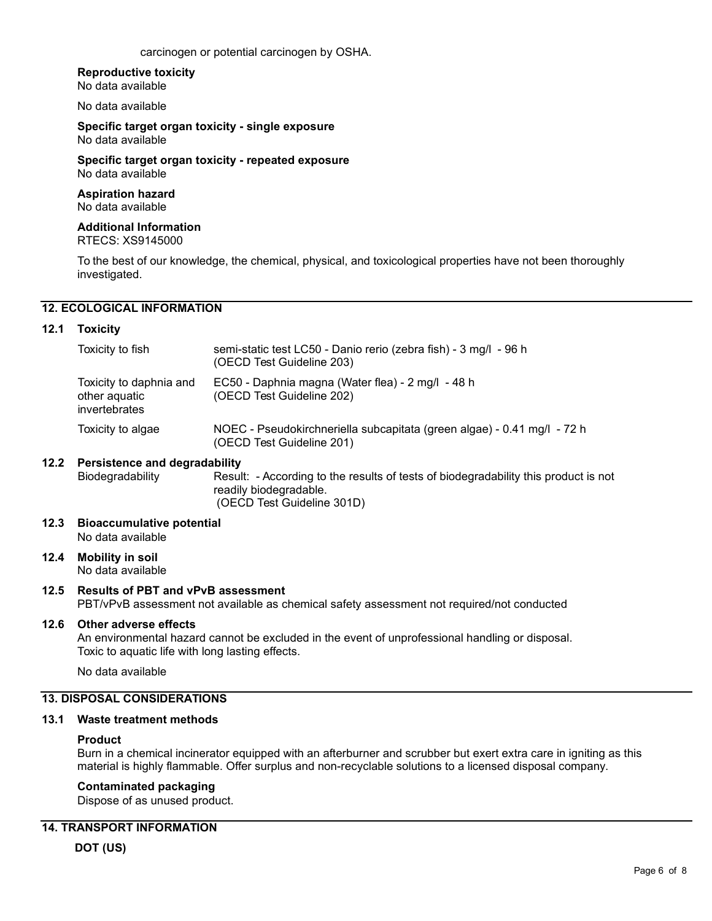carcinogen or potential carcinogen by OSHA.

**Reproductive toxicity**
No data available

No data available

**Specific target organ toxicity - single exposure**
No data available

**Specific target organ toxicity - repeated exposure**
No data available

**Aspiration hazard**
No data available

**Additional Information**
RTECS: XS9145000

To the best of our knowledge, the chemical, physical, and toxicological properties have not been thoroughly investigated.

## 12. ECOLOGICAL INFORMATION

### 12.1 Toxicity

| | |
|---|---|
| Toxicity to fish | semi-static test LC50 - Danio rerio (zebra fish) - 3 mg/l - 96 h (OECD Test Guideline 203) |
| Toxicity to daphnia and other aquatic invertebrates | EC50 - Daphnia magna (Water flea) - 2 mg/l - 48 h (OECD Test Guideline 202) |
| Toxicity to algae | NOEC - Pseudokirchneriella subcapitata (green algae) - 0.41 mg/l - 72 h (OECD Test Guideline 201) |

### 12.2 Persistence and degradability

| | |
|---|---|
| Biodegradability | Result: - According to the results of tests of biodegradability this product is not readily biodegradable. (OECD Test Guideline 301D) |

### 12.3 Bioaccumulative potential
No data available

### 12.4 Mobility in soil
No data available

### 12.5 Results of PBT and vPvB assessment
PBT/vPvB assessment not available as chemical safety assessment not required/not conducted

### 12.6 Other adverse effects
An environmental hazard cannot be excluded in the event of unprofessional handling or disposal.
Toxic to aquatic life with long lasting effects.

No data available

## 13. DISPOSAL CONSIDERATIONS

### 13.1 Waste treatment methods

**Product**
Burn in a chemical incinerator equipped with an afterburner and scrubber but exert extra care in igniting as this material is highly flammable. Offer surplus and non-recyclable solutions to a licensed disposal company.

**Contaminated packaging**
Dispose of as unused product.

## 14. TRANSPORT INFORMATION

**DOT (US)**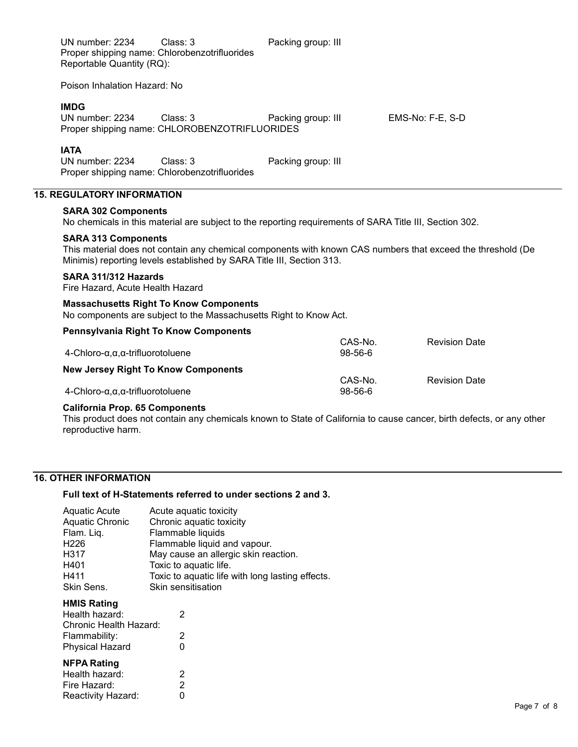UN number: 2234 Class: 3 Packing group: III
Proper shipping name: Chlorobenzotrifluorides
Reportable Quantity (RQ):

Poison Inhalation Hazard: No

**IMDG**
UN number: 2234 Class: 3 Packing group: III EMS-No: F-E, S-D
Proper shipping name: CHLOROBENZOTRIFLUORIDES

**IATA**
UN number: 2234 Class: 3 Packing group: III
Proper shipping name: Chlorobenzotrifluorides

## 15. REGULATORY INFORMATION

**SARA 302 Components**
No chemicals in this material are subject to the reporting requirements of SARA Title III, Section 302.

**SARA 313 Components**
This material does not contain any chemical components with known CAS numbers that exceed the threshold (De Minimis) reporting levels established by SARA Title III, Section 313.

**SARA 311/312 Hazards**
Fire Hazard, Acute Health Hazard

**Massachusetts Right To Know Components**
No components are subject to the Massachusetts Right to Know Act.

**Pennsylvania Right To Know Components**

| | CAS-No. | Revision Date |
|---|---|---|
| 4-Chloro-α,α,α-trifluorotoluene | 98-56-6 | |

**New Jersey Right To Know Components**

| | CAS-No. | Revision Date |
|---|---|---|
| 4-Chloro-α,α,α-trifluorotoluene | 98-56-6 | |

**California Prop. 65 Components**
This product does not contain any chemicals known to State of California to cause cancer, birth defects, or any other reproductive harm.

## 16. OTHER INFORMATION

**Full text of H-Statements referred to under sections 2 and 3.**

| | |
|---|---|
| Aquatic Acute | Acute aquatic toxicity |
| Aquatic Chronic | Chronic aquatic toxicity |
| Flam. Liq. | Flammable liquids |
| H226 | Flammable liquid and vapour. |
| H317 | May cause an allergic skin reaction. |
| H401 | Toxic to aquatic life. |
| H411 | Toxic to aquatic life with long lasting effects. |
| Skin Sens. | Skin sensitisation |

**HMIS Rating**

| | |
|---|---|
| Health hazard: | 2 |
| Chronic Health Hazard: | |
| Flammability: | 2 |
| Physical Hazard | 0 |

**NFPA Rating**

| | |
|---|---|
| Health hazard: | 2 |
| Fire Hazard: | 2 |
| Reactivity Hazard: | 0 |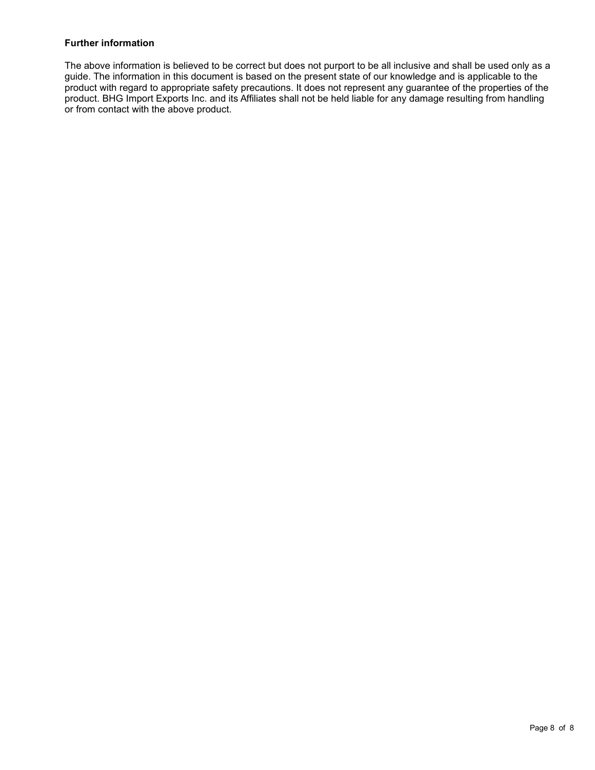**Further information**

The above information is believed to be correct but does not purport to be all inclusive and shall be used only as a guide. The information in this document is based on the present state of our knowledge and is applicable to the product with regard to appropriate safety precautions. It does not represent any guarantee of the properties of the product. BHG Import Exports Inc. and its Affiliates shall not be held liable for any damage resulting from handling or from contact with the above product.